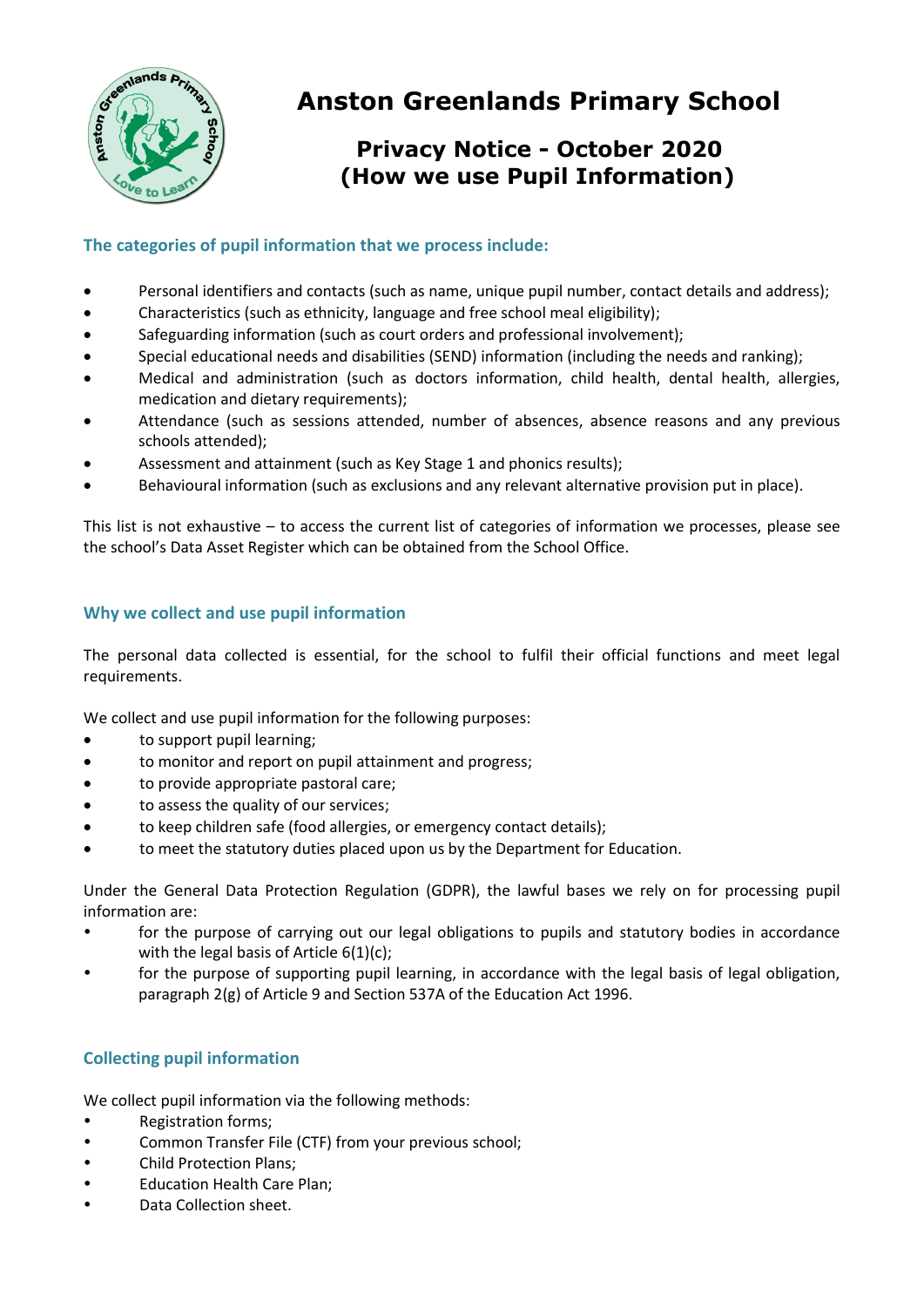# Anston Greenlands Primary School

## Privacy Notice - October 2020 (How we use Pupil Information)

### The categories of pupil information that we process include:

- Personal identifiers and contacts (such as name, unique pupil number, contact details and address);
- Characteristics (such as ethnicity, language and free school meal eligibility);
- Safeguarding information (such as court orders and professional involvement);
- Special educational needs and disabilities (SEND) information (including the needs and ranking);
- Medical and administration (such as doctors information, child health, dental health, allergies, medication and dietary requirements);
- Attendance (such as sessions attended, number of absences, absence reasons and any previous schools attended);
- Assessment and attainment (such as Key Stage 1 and phonics results);
- Behavioural information (such as exclusions and any relevant alternative provision put in place).

This list is not exhaustive – to access the current list of categories of information we processes, please see the school's Data Asset Register which can be obtained from the School Office.

### Why we collect and use pupil information

The personal data collected is essential, for the school to fulfil their official functions and meet legal requirements.

We collect and use pupil information for the following purposes:

- to support pupil learning;
- to monitor and report on pupil attainment and progress;
- to provide appropriate pastoral care;
- to assess the quality of our services;
- to keep children safe (food allergies, or emergency contact details);
- to meet the statutory duties placed upon us by the Department for Education.

Under the General Data Protection Regulation (GDPR), the lawful bases we rely on for processing pupil information are:

- for the purpose of carrying out our legal obligations to pupils and statutory bodies in accordance with the legal basis of Article 6(1)(c);
- for the purpose of supporting pupil learning, in accordance with the legal basis of legal obligation, paragraph 2(g) of Article 9 and Section 537A of the Education Act 1996.

### Collecting pupil information

We collect pupil information via the following methods:

- Registration forms;
- Common Transfer File (CTF) from your previous school;
- Child Protection Plans;
- Education Health Care Plan;
- Data Collection sheet.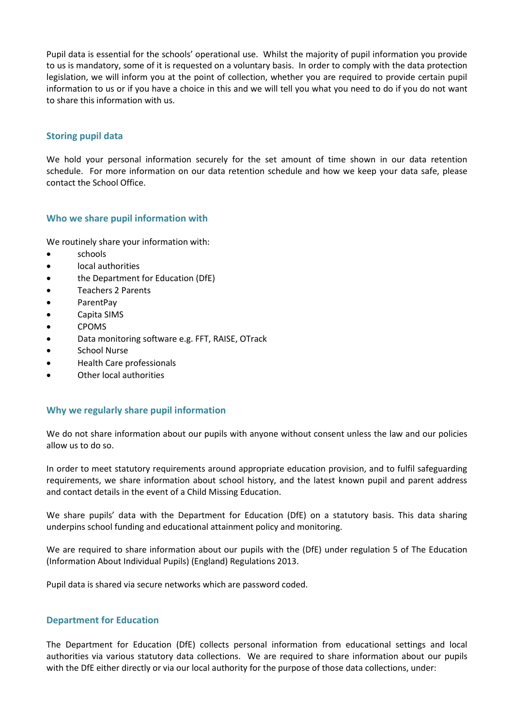Pupil data is essential for the schools' operational use. Whilst the majority of pupil information you provide to us is mandatory, some of it is requested on a voluntary basis. In order to comply with the data protection legislation, we will inform you at the point of collection, whether you are required to provide certain pupil information to us or if you have a choice in this and we will tell you what you need to do if you do not want to share this information with us.

## Storing pupil data

We hold your personal information securely for the set amount of time shown in our data retention schedule. For more information on our data retention schedule and how we keep your data safe, please contact the School Office.

## Who we share pupil information with

We routinely share your information with:

- schools
- local authorities
- the Department for Education (DfE)
- Teachers 2 Parents
- ParentPay
- Capita SIMS
- CPOMS
- Data monitoring software e.g. FFT, RAISE, OTrack
- School Nurse
- Health Care professionals
- Other local authorities

## Why we regularly share pupil information

We do not share information about our pupils with anyone without consent unless the law and our policies allow us to do so.

In order to meet statutory requirements around appropriate education provision, and to fulfil safeguarding requirements, we share information about school history, and the latest known pupil and parent address and contact details in the event of a Child Missing Education.

We share pupils' data with the Department for Education (DfE) on a statutory basis. This data sharing underpins school funding and educational attainment policy and monitoring.

We are required to share information about our pupils with the (DfE) under regulation 5 of The Education (Information About Individual Pupils) (England) Regulations 2013.

Pupil data is shared via secure networks which are password coded.

## Department for Education

The Department for Education (DfE) collects personal information from educational settings and local authorities via various statutory data collections. We are required to share information about our pupils with the DfE either directly or via our local authority for the purpose of those data collections, under: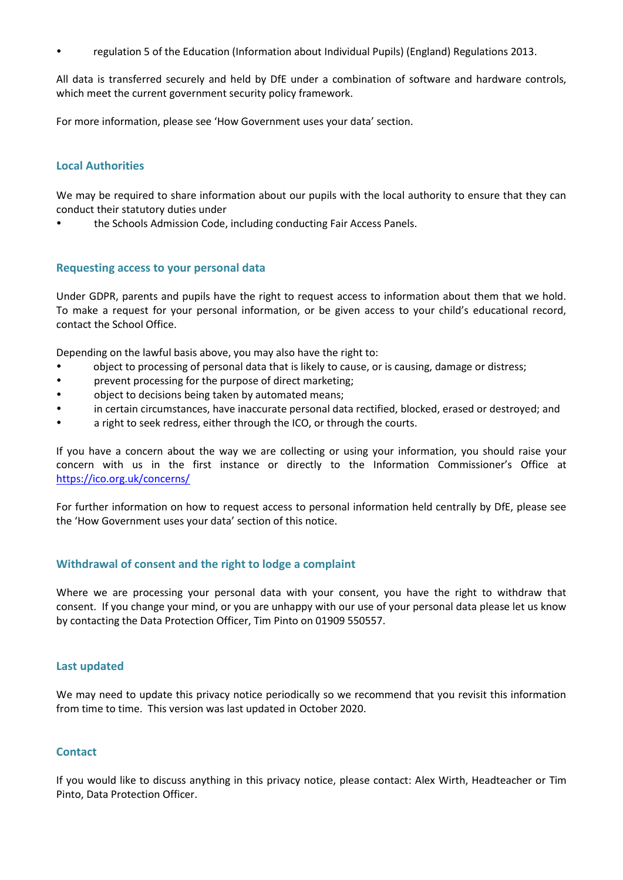- regulation 5 of the Education (Information about Individual Pupils) (England) Regulations 2013.

All data is transferred securely and held by DfE under a combination of software and hardware controls, which meet the current government security policy framework.

For more information, please see 'How Government uses your data' section.

### Local Authorities

We may be required to share information about our pupils with the local authority to ensure that they can conduct their statutory duties under

- the Schools Admission Code, including conducting Fair Access Panels.

### Requesting access to your personal data

Under GDPR, parents and pupils have the right to request access to information about them that we hold. To make a request for your personal information, or be given access to your child's educational record, contact the School Office.

Depending on the lawful basis above, you may also have the right to:

- object to processing of personal data that is likely to cause, or is causing, damage or distress;
- prevent processing for the purpose of direct marketing;
- object to decisions being taken by automated means;
- in certain circumstances, have inaccurate personal data rectified, blocked, erased or destroyed; and
- a right to seek redress, either through the ICO, or through the courts.

If you have a concern about the way we are collecting or using your information, you should raise your concern with us in the first instance or directly to the Information Commissioner's Office at https://ico.org.uk/concerns/

For further information on how to request access to personal information held centrally by DfE, please see the 'How Government uses your data' section of this notice.

### Withdrawal of consent and the right to lodge a complaint

Where we are processing your personal data with your consent, you have the right to withdraw that consent. If you change your mind, or you are unhappy with our use of your personal data please let us know by contacting the Data Protection Officer, Tim Pinto on 01909 550557.

### Last updated

We may need to update this privacy notice periodically so we recommend that you revisit this information from time to time. This version was last updated in October 2020.

### Contact

If you would like to discuss anything in this privacy notice, please contact: Alex Wirth, Headteacher or Tim Pinto, Data Protection Officer.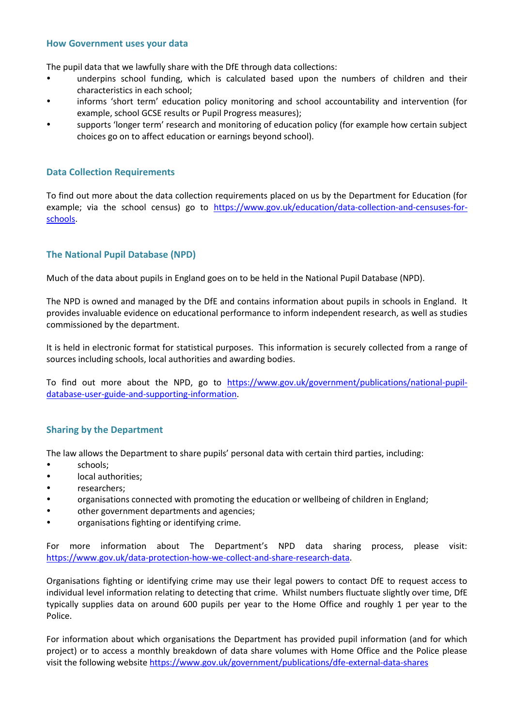## How Government uses your data

The pupil data that we lawfully share with the DfE through data collections:

- underpins school funding, which is calculated based upon the numbers of children and their characteristics in each school;
- informs 'short term' education policy monitoring and school accountability and intervention (for example, school GCSE results or Pupil Progress measures);
- supports 'longer term' research and monitoring of education policy (for example how certain subject choices go on to affect education or earnings beyond school).

## Data Collection Requirements

To find out more about the data collection requirements placed on us by the Department for Education (for example; via the school census) go to [https://www.gov.uk/education/data-collection-and-censuses-for-schools](https://www.gov.uk/education/data-collection-and-censuses-for-schools).

## The National Pupil Database (NPD)

Much of the data about pupils in England goes on to be held in the National Pupil Database (NPD).

The NPD is owned and managed by the DfE and contains information about pupils in schools in England. It provides invaluable evidence on educational performance to inform independent research, as well as studies commissioned by the department.

It is held in electronic format for statistical purposes. This information is securely collected from a range of sources including schools, local authorities and awarding bodies.

To find out more about the NPD, go to [https://www.gov.uk/government/publications/national-pupil-database-user-guide-and-supporting-information](https://www.gov.uk/government/publications/national-pupil-database-user-guide-and-supporting-information).

## Sharing by the Department

The law allows the Department to share pupils' personal data with certain third parties, including:

- schools;
- local authorities;
- researchers;
- organisations connected with promoting the education or wellbeing of children in England;
- other government departments and agencies;
- organisations fighting or identifying crime.

For more information about The Department's NPD data sharing process, please visit: [https://www.gov.uk/data-protection-how-we-collect-and-share-research-data](https://www.gov.uk/data-protection-how-we-collect-and-share-research-data).

Organisations fighting or identifying crime may use their legal powers to contact DfE to request access to individual level information relating to detecting that crime. Whilst numbers fluctuate slightly over time, DfE typically supplies data on around 600 pupils per year to the Home Office and roughly 1 per year to the Police.

For information about which organisations the Department has provided pupil information (and for which project) or to access a monthly breakdown of data share volumes with Home Office and the Police please visit the following website [https://www.gov.uk/government/publications/dfe-external-data-shares](https://www.gov.uk/government/publications/dfe-external-data-shares)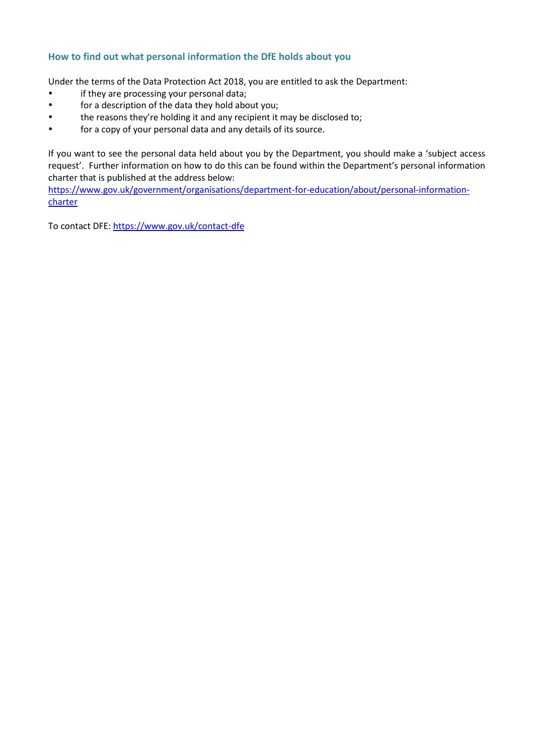## How to find out what personal information the DfE holds about you

Under the terms of the Data Protection Act 2018, you are entitled to ask the Department:

- if they are processing your personal data;
- for a description of the data they hold about you;
- the reasons they're holding it and any recipient it may be disclosed to;
- for a copy of your personal data and any details of its source.

If you want to see the personal data held about you by the Department, you should make a 'subject access request'. Further information on how to do this can be found within the Department's personal information charter that is published at the address below:
https://www.gov.uk/government/organisations/department-for-education/about/personal-information-charter

To contact DFE: https://www.gov.uk/contact-dfe